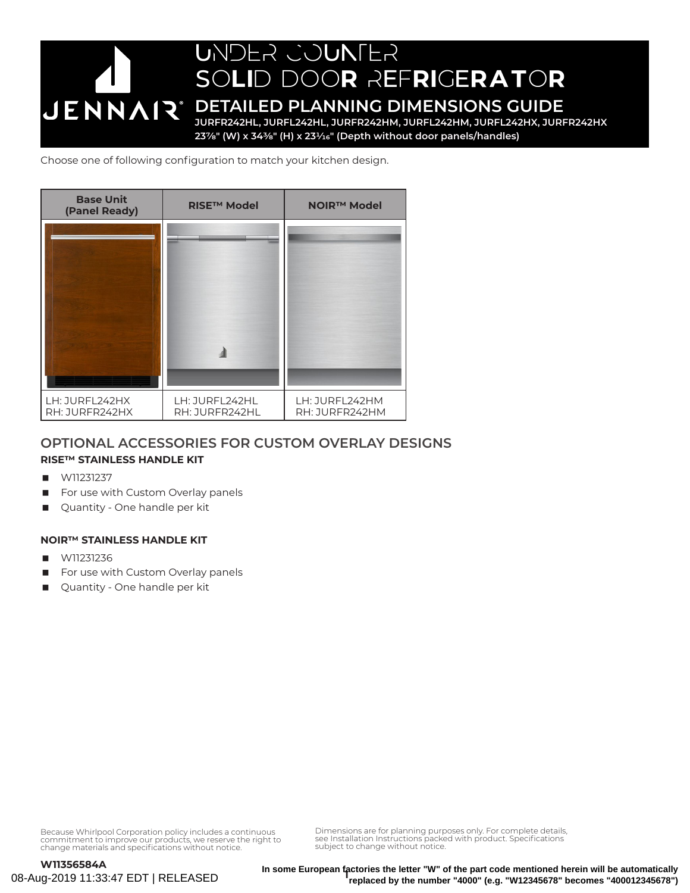# UNDER COUNTER SOLID DOOR REFRIGERATOR

## DETAILED PLANNING DIMENSIONS GUIDE

**JURFR242HL, JURFL242HL, JURFR242HM, JURFL242HM, JURFL242HX, JURFR242HX**

**23⅞" (W) x 34⅜" (H) x 23¹⁄₁₆" (Depth without door panels/handles)**

Choose one of following configuration to match your kitchen design.

| Base Unit (Panel Ready) | RISE™ Model | NOIR™ Model |
|---|---|---|
| | | |
| LH: JURFL242HX<br>RH: JURFR242HX | LH: JURFL242HL<br>RH: JURFR242HL | LH: JURFL242HM<br>RH: JURFR242HM |

## OPTIONAL ACCESSORIES FOR CUSTOM OVERLAY DESIGNS

### RISE™ STAINLESS HANDLE KIT

- W11231237
- For use with Custom Overlay panels
- Quantity - One handle per kit

### NOIR™ STAINLESS HANDLE KIT

- W11231236
- For use with Custom Overlay panels
- Quantity - One handle per kit

Because Whirlpool Corporation policy includes a continuous commitment to improve our products, we reserve the right to change materials and specifications without notice.

Dimensions are for planning purposes only. For complete details, see Installation Instructions packed with product. Specifications subject to change without notice.

**W11356584A**

08-Aug-2019 11:33:47 EDT | RELEASED

**In some European factories the letter "W" of the part code mentioned herein will be automatically replaced by the number "4000" (e.g. "W12345678" becomes "400012345678")**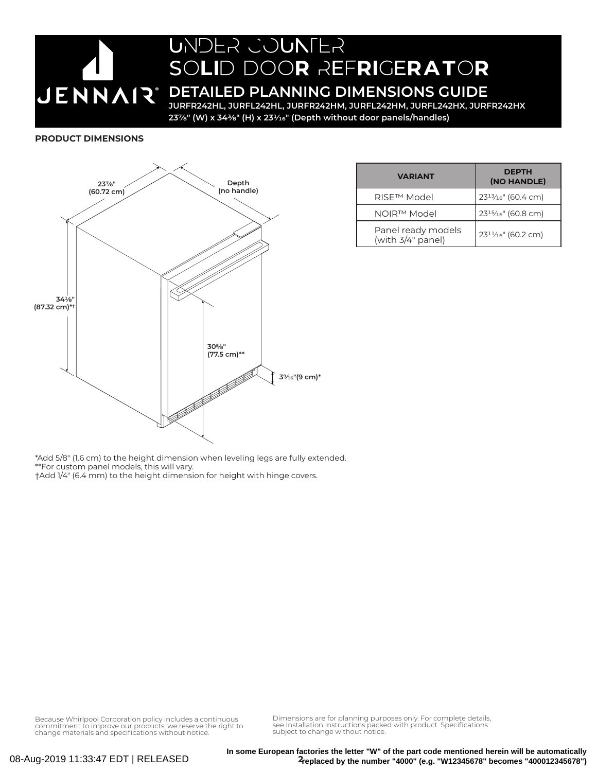# UNDER COUNTER SOLID DOOR REFRIGERATOR

## DETAILED PLANNING DIMENSIONS GUIDE

**JURFR242HL, JURFL242HL, JURFR242HM, JURFL242HM, JURFL242HX, JURFR242HX**

**23⅞" (W) x 34⅜" (H) x 23¹⁄₁₆" (Depth without door panels/handles)**

### PRODUCT DIMENSIONS

23⅞" (60.72 cm)

Depth (no handle)

34⅛" (87.32 cm)*†

30⅝" (77.5 cm)**

3⁹⁄₁₆"(9 cm)*

| VARIANT | DEPTH (NO HANDLE) |
|---|---|
| RISE™ Model | 23¹³⁄₁₆" (60.4 cm) |
| NOIR™ Model | 23¹⁵⁄₁₆" (60.8 cm) |
| Panel ready models (with 3/4" panel) | 23¹¹⁄₁₆" (60.2 cm) |

*Add 5/8" (1.6 cm) to the height dimension when leveling legs are fully extended.
**For custom panel models, this will vary.
†Add 1/4" (6.4 mm) to the height dimension for height with hinge covers.

Because Whirlpool Corporation policy includes a continuous commitment to improve our products, we reserve the right to change materials and specifications without notice.

Dimensions are for planning purposes only. For complete details, see Installation Instructions packed with product. Specifications subject to change without notice.

08-Aug-2019 11:33:47 EDT | RELEASED

**In some European factories the letter "W" of the part code mentioned herein will be automatically replaced by the number "4000" (e.g. "W12345678" becomes "400012345678")**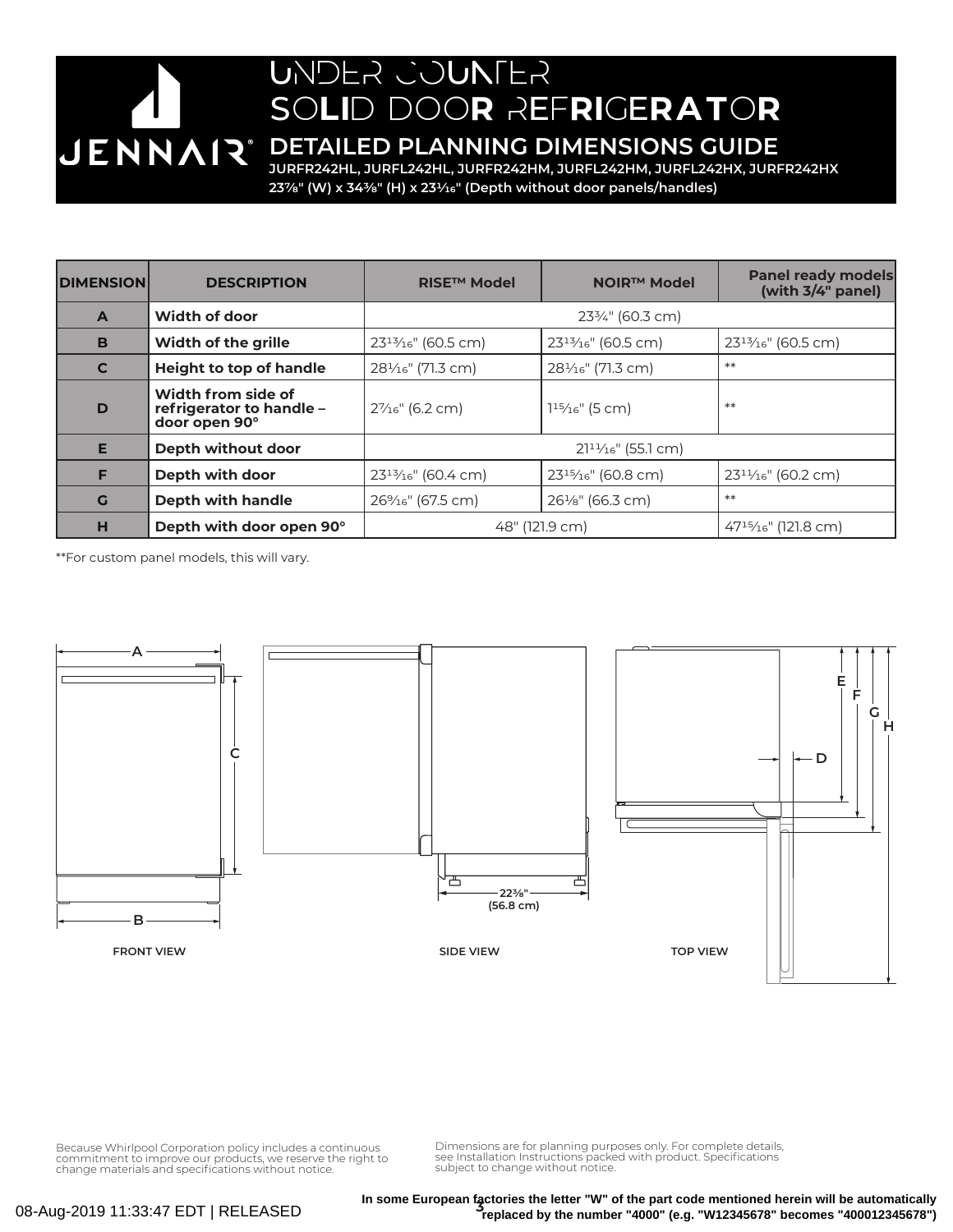# UNDER COUNTER SOLID DOOR REFRIGERATOR

JENNAIR®

## DETAILED PLANNING DIMENSIONS GUIDE

**JURFR242HL, JURFL242HL, JURFR242HM, JURFL242HM, JURFL242HX, JURFR242HX**

**23⅞" (W) x 34⅜" (H) x 23¹⁄₁₆" (Depth without door panels/handles)**

| DIMENSION | DESCRIPTION | RISE™ Model | NOIR™ Model | Panel ready models (with 3/4" panel) |
|---|---|---|---|---|
| A | Width of door | 23¾" (60.3 cm) | | |
| B | Width of the grille | 23¹³⁄₁₆" (60.5 cm) | 23¹³⁄₁₆" (60.5 cm) | 23¹³⁄₁₆" (60.5 cm) |
| C | Height to top of handle | 28¹⁄₁₆" (71.3 cm) | 28¹⁄₁₆" (71.3 cm) | ** |
| D | Width from side of refrigerator to handle – door open 90° | 2⁷⁄₁₆" (6.2 cm) | 1¹⁵⁄₁₆" (5 cm) | ** |
| E | Depth without door | 21¹¹⁄₁₆" (55.1 cm) | | |
| F | Depth with door | 23¹³⁄₁₆" (60.4 cm) | 23¹⁵⁄₁₆" (60.8 cm) | 23¹¹⁄₁₆" (60.2 cm) |
| G | Depth with handle | 26⁹⁄₁₆" (67.5 cm) | 26⅛" (66.3 cm) | ** |
| H | Depth with door open 90° | 48" (121.9 cm) | | 47¹⁵⁄₁₆" (121.8 cm) |

**For custom panel models, this will vary.

A

C

B

FRONT VIEW

22⅜" (56.8 cm)

SIDE VIEW

E F G H

D

TOP VIEW

Because Whirlpool Corporation policy includes a continuous commitment to improve our products, we reserve the right to change materials and specifications without notice.

Dimensions are for planning purposes only. For complete details, see Installation Instructions packed with product. Specifications subject to change without notice.

08-Aug-2019 11:33:47 EDT | RELEASED

**In some European factories the letter "W" of the part code mentioned herein will be automatically replaced by the number "4000" (e.g. "W12345678" becomes "400012345678")**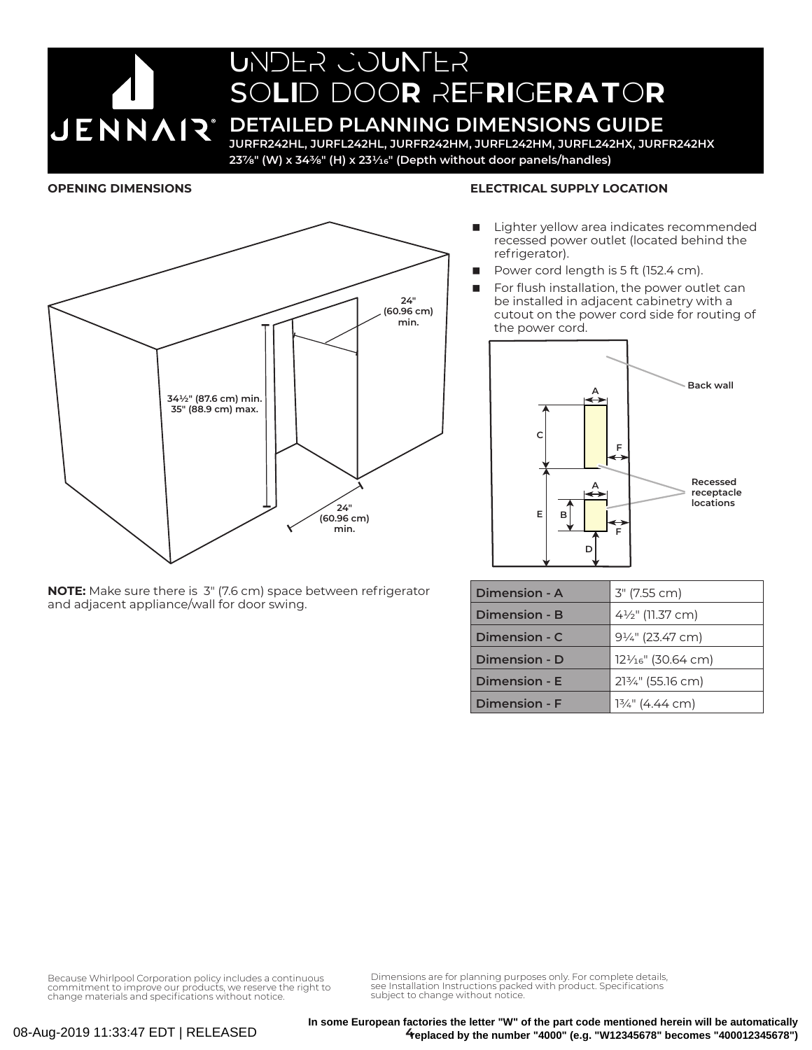# UNDER COUNTER SOLID DOOR REFRIGERATOR

## DETAILED PLANNING DIMENSIONS GUIDE

**JURFR242HL, JURFL242HL, JURFR242HM, JURFL242HM, JURFL242HX, JURFR242HX**

**23⅞" (W) x 34⅜" (H) x 23¹⁄₁₆" (Depth without door panels/handles)**

### OPENING DIMENSIONS

24" (60.96 cm) min.

34½" (87.6 cm) min.
35" (88.9 cm) max.

24" (60.96 cm) min.

**NOTE:** Make sure there is 3" (7.6 cm) space between refrigerator and adjacent appliance/wall for door swing.

### ELECTRICAL SUPPLY LOCATION

- Lighter yellow area indicates recommended recessed power outlet (located behind the refrigerator).
- Power cord length is 5 ft (152.4 cm).
- For flush installation, the power outlet can be installed in adjacent cabinetry with a cutout on the power cord side for routing of the power cord.

Back wall

Recessed receptacle locations

| Dimension | Value |
|---|---|
| Dimension - A | 3" (7.55 cm) |
| Dimension - B | 4½" (11.37 cm) |
| Dimension - C | 9¼" (23.47 cm) |
| Dimension - D | 12¹⁄₁₆" (30.64 cm) |
| Dimension - E | 21¾" (55.16 cm) |
| Dimension - F | 1¾" (4.44 cm) |

Because Whirlpool Corporation policy includes a continuous commitment to improve our products, we reserve the right to change materials and specifications without notice.

Dimensions are for planning purposes only. For complete details, see Installation Instructions packed with product. Specifications subject to change without notice.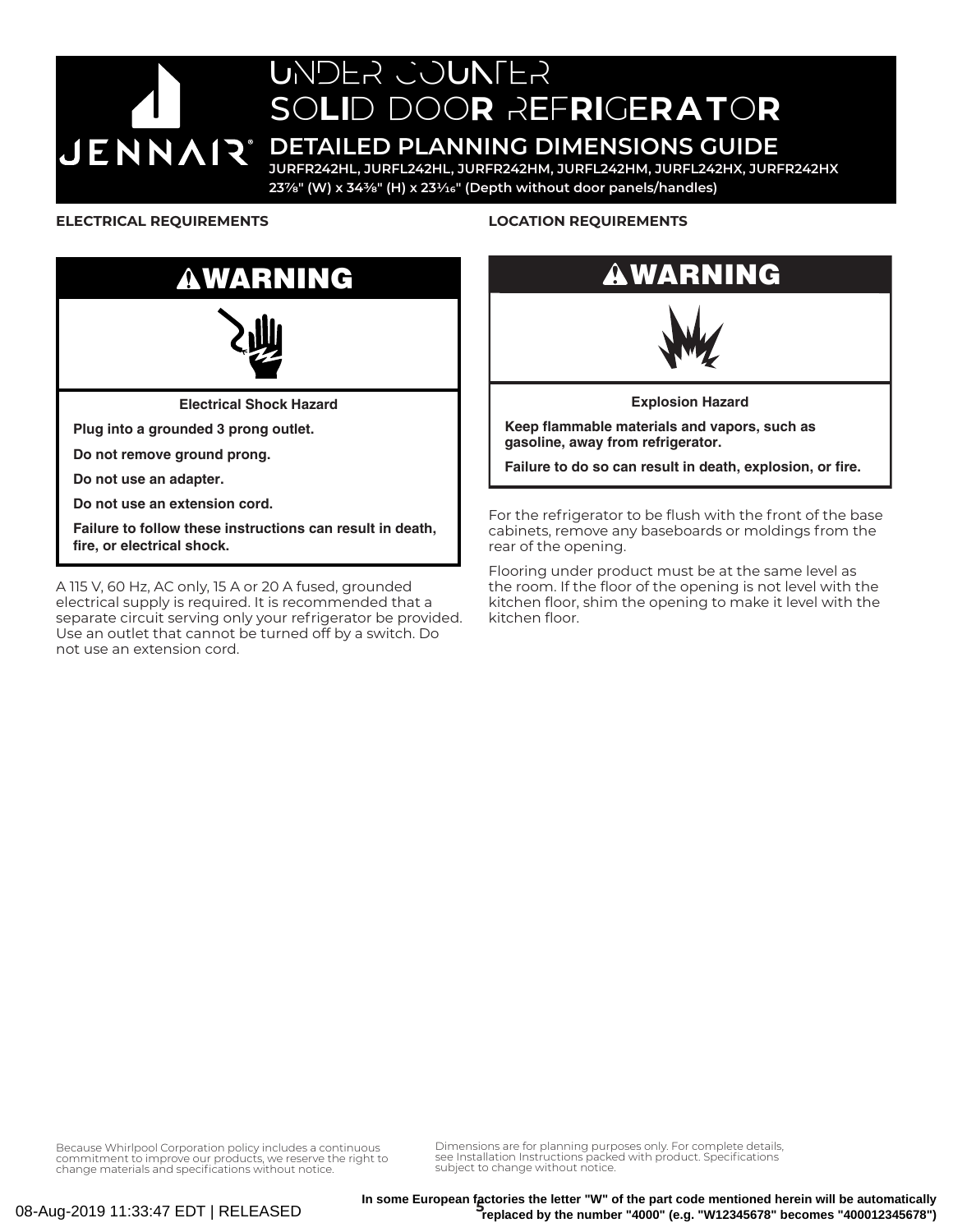# UNDER COUNTER SOLID DOOR REFRIGERATOR

## DETAILED PLANNING DIMENSIONS GUIDE

**JURFR242HL, JURFL242HL, JURFR242HM, JURFL242HM, JURFL242HX, JURFR242HX**

**23⅞" (W) x 34⅜" (H) x 23¹⁄₁₆" (Depth without door panels/handles)**

### ELECTRICAL REQUIREMENTS

**⚠WARNING**

**Electrical Shock Hazard**

**Plug into a grounded 3 prong outlet.**

**Do not remove ground prong.**

**Do not use an adapter.**

**Do not use an extension cord.**

**Failure to follow these instructions can result in death, fire, or electrical shock.**

A 115 V, 60 Hz, AC only, 15 A or 20 A fused, grounded electrical supply is required. It is recommended that a separate circuit serving only your refrigerator be provided. Use an outlet that cannot be turned off by a switch. Do not use an extension cord.

### LOCATION REQUIREMENTS

**⚠WARNING**

**Explosion Hazard**

**Keep flammable materials and vapors, such as gasoline, away from refrigerator.**

**Failure to do so can result in death, explosion, or fire.**

For the refrigerator to be flush with the front of the base cabinets, remove any baseboards or moldings from the rear of the opening.

Flooring under product must be at the same level as the room. If the floor of the opening is not level with the kitchen floor, shim the opening to make it level with the kitchen floor.

Because Whirlpool Corporation policy includes a continuous commitment to improve our products, we reserve the right to change materials and specifications without notice.

Dimensions are for planning purposes only. For complete details, see Installation Instructions packed with product. Specifications subject to change without notice.

08-Aug-2019 11:33:47 EDT | RELEASED

**In some European factories the letter "W" of the part code mentioned herein will be automatically replaced by the number "4000" (e.g. "W12345678" becomes "400012345678")**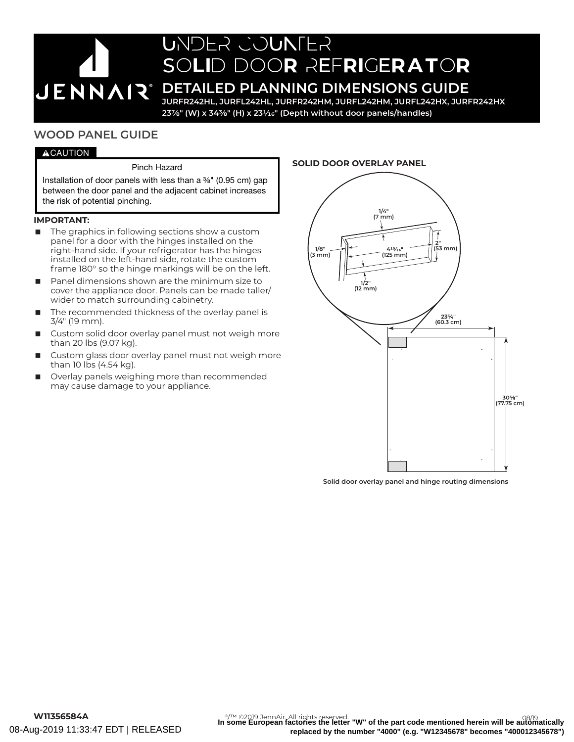# UNDER COUNTER SOLID DOOR REFRIGERATOR

## DETAILED PLANNING DIMENSIONS GUIDE

**JURFR242HL, JURFL242HL, JURFR242HM, JURFL242HM, JURFL242HX, JURFR242HX**

**23⅞" (W) x 34⅜" (H) x 23¹⁄₁₆" (Depth without door panels/handles)**

## WOOD PANEL GUIDE

**⚠CAUTION**

Pinch Hazard

Installation of door panels with less than a ⅜" (0.95 cm) gap between the door panel and the adjacent cabinet increases the risk of potential pinching.

**IMPORTANT:**

- The graphics in following sections show a custom panel for a door with the hinges installed on the right-hand side. If your refrigerator has the hinges installed on the left-hand side, rotate the custom frame 180° so the hinge markings will be on the left.
- Panel dimensions shown are the minimum size to cover the appliance door. Panels can be made taller/wider to match surrounding cabinetry.
- The recommended thickness of the overlay panel is 3/4" (19 mm).
- Custom solid door overlay panel must not weigh more than 20 lbs (9.07 kg).
- Custom glass door overlay panel must not weigh more than 10 lbs (4.54 kg).
- Overlay panels weighing more than recommended may cause damage to your appliance.

**SOLID DOOR OVERLAY PANEL**

1/4" (7 mm)
1/8" (3 mm)
4¹⁵⁄₁₆" (125 mm)
2" (53 mm)
1/2" (12 mm)
23¾" (60.3 cm)
30⅝" (77.75 cm)

Solid door overlay panel and hinge routing dimensions

W11356584A

®/™ ©2019 JennAir. All rights reserved.

08/19

In some European factories the letter "W" of the part code mentioned herein will be automatically replaced by the number "4000" (e.g. "W12345678" becomes "400012345678")

08-Aug-2019 11:33:47 EDT | RELEASED